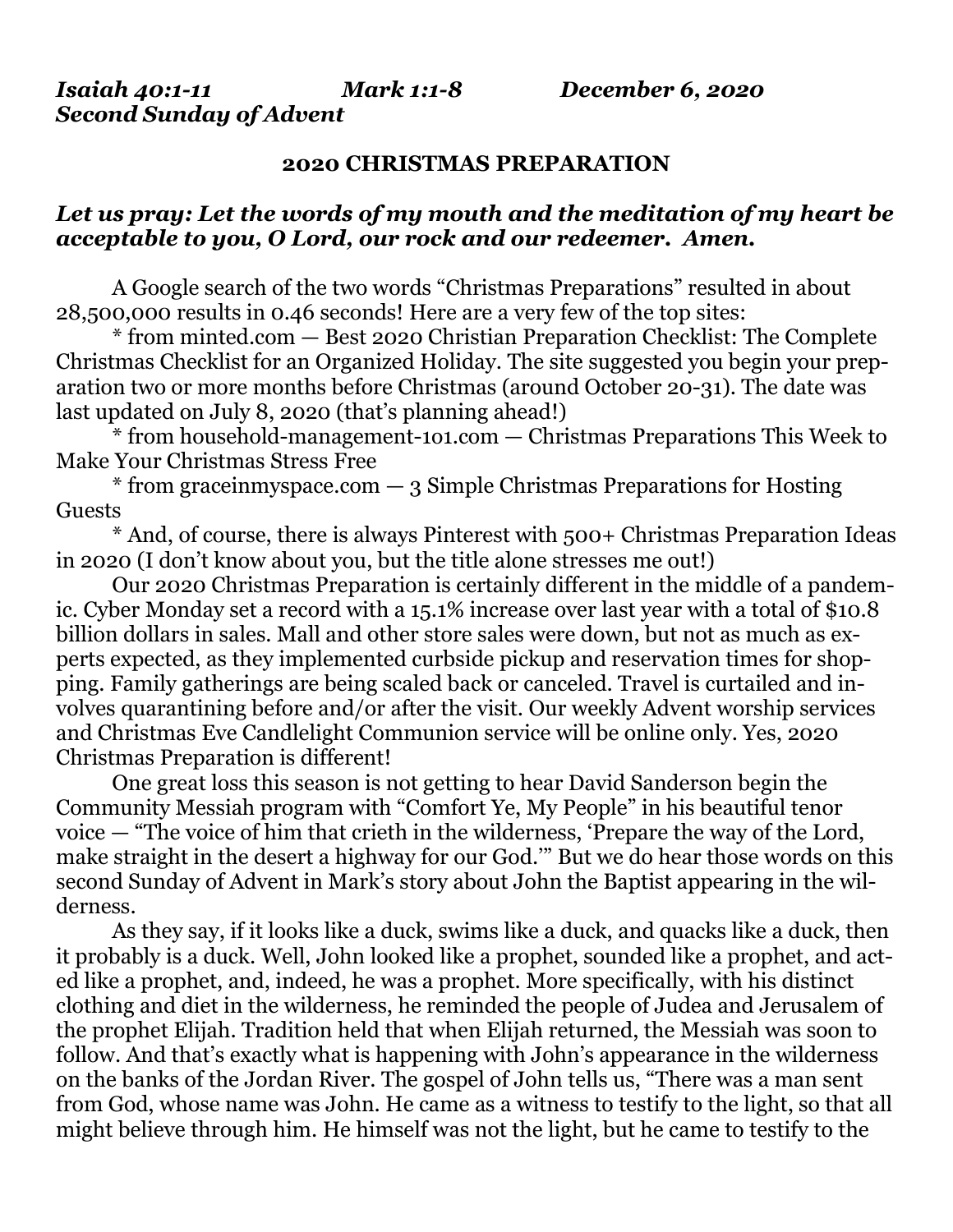***Isaiah 40:1-11 Mark 1:1-8 December 6, 2020***
***Second Sunday of Advent***

**2020 CHRISTMAS PREPARATION**

***Let us pray: Let the words of my mouth and the meditation of my heart be acceptable to you, O Lord, our rock and our redeemer. Amen.***

A Google search of the two words "Christmas Preparations" resulted in about 28,500,000 results in 0.46 seconds! Here are a very few of the top sites:

* from minted.com — Best 2020 Christian Preparation Checklist: The Complete Christmas Checklist for an Organized Holiday. The site suggested you begin your preparation two or more months before Christmas (around October 20-31). The date was last updated on July 8, 2020 (that's planning ahead!)

* from household-management-101.com — Christmas Preparations This Week to Make Your Christmas Stress Free

* from graceinmyspace.com — 3 Simple Christmas Preparations for Hosting Guests

* And, of course, there is always Pinterest with 500+ Christmas Preparation Ideas in 2020 (I don't know about you, but the title alone stresses me out!)

Our 2020 Christmas Preparation is certainly different in the middle of a pandemic. Cyber Monday set a record with a 15.1% increase over last year with a total of $10.8 billion dollars in sales. Mall and other store sales were down, but not as much as experts expected, as they implemented curbside pickup and reservation times for shopping. Family gatherings are being scaled back or canceled. Travel is curtailed and involves quarantining before and/or after the visit. Our weekly Advent worship services and Christmas Eve Candlelight Communion service will be online only. Yes, 2020 Christmas Preparation is different!

One great loss this season is not getting to hear David Sanderson begin the Community Messiah program with "Comfort Ye, My People" in his beautiful tenor voice — "The voice of him that crieth in the wilderness, 'Prepare the way of the Lord, make straight in the desert a highway for our God.'" But we do hear those words on this second Sunday of Advent in Mark's story about John the Baptist appearing in the wilderness.

As they say, if it looks like a duck, swims like a duck, and quacks like a duck, then it probably is a duck. Well, John looked like a prophet, sounded like a prophet, and acted like a prophet, and, indeed, he was a prophet. More specifically, with his distinct clothing and diet in the wilderness, he reminded the people of Judea and Jerusalem of the prophet Elijah. Tradition held that when Elijah returned, the Messiah was soon to follow. And that's exactly what is happening with John's appearance in the wilderness on the banks of the Jordan River. The gospel of John tells us, "There was a man sent from God, whose name was John. He came as a witness to testify to the light, so that all might believe through him. He himself was not the light, but he came to testify to the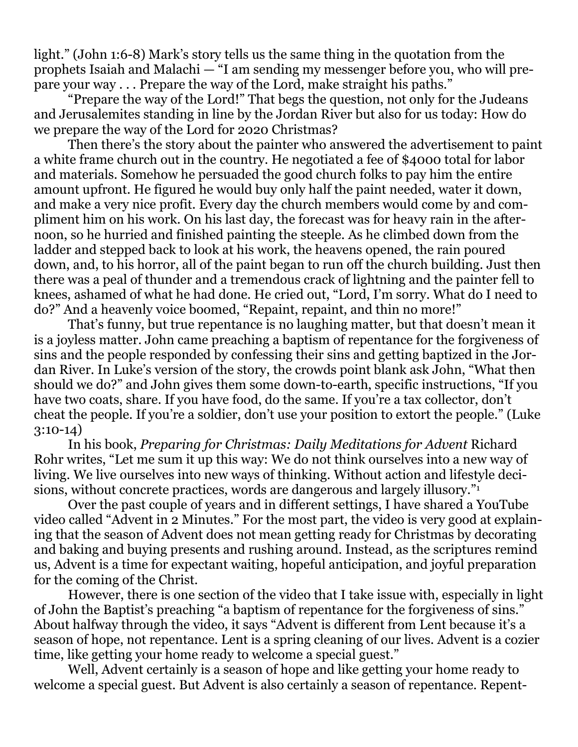light." (John 1:6-8) Mark's story tells us the same thing in the quotation from the prophets Isaiah and Malachi — "I am sending my messenger before you, who will prepare your way . . . Prepare the way of the Lord, make straight his paths."

"Prepare the way of the Lord!" That begs the question, not only for the Judeans and Jerusalemites standing in line by the Jordan River but also for us today: How do we prepare the way of the Lord for 2020 Christmas?

Then there's the story about the painter who answered the advertisement to paint a white frame church out in the country. He negotiated a fee of $4000 total for labor and materials. Somehow he persuaded the good church folks to pay him the entire amount upfront. He figured he would buy only half the paint needed, water it down, and make a very nice profit. Every day the church members would come by and compliment him on his work. On his last day, the forecast was for heavy rain in the afternoon, so he hurried and finished painting the steeple. As he climbed down from the ladder and stepped back to look at his work, the heavens opened, the rain poured down, and, to his horror, all of the paint began to run off the church building. Just then there was a peal of thunder and a tremendous crack of lightning and the painter fell to knees, ashamed of what he had done. He cried out, "Lord, I'm sorry. What do I need to do?" And a heavenly voice boomed, "Repaint, repaint, and thin no more!"

That's funny, but true repentance is no laughing matter, but that doesn't mean it is a joyless matter. John came preaching a baptism of repentance for the forgiveness of sins and the people responded by confessing their sins and getting baptized in the Jordan River. In Luke's version of the story, the crowds point blank ask John, "What then should we do?" and John gives them some down-to-earth, specific instructions, "If you have two coats, share. If you have food, do the same. If you're a tax collector, don't cheat the people. If you're a soldier, don't use your position to extort the people." (Luke 3:10-14)

In his book, *Preparing for Christmas: Daily Meditations for Advent* Richard Rohr writes, "Let me sum it up this way: We do not think ourselves into a new way of living. We live ourselves into new ways of thinking. Without action and lifestyle decisions, without concrete practices, words are dangerous and largely illusory."[1]

Over the past couple of years and in different settings, I have shared a YouTube video called "Advent in 2 Minutes." For the most part, the video is very good at explaining that the season of Advent does not mean getting ready for Christmas by decorating and baking and buying presents and rushing around. Instead, as the scriptures remind us, Advent is a time for expectant waiting, hopeful anticipation, and joyful preparation for the coming of the Christ.

However, there is one section of the video that I take issue with, especially in light of John the Baptist's preaching "a baptism of repentance for the forgiveness of sins." About halfway through the video, it says "Advent is different from Lent because it's a season of hope, not repentance. Lent is a spring cleaning of our lives. Advent is a cozier time, like getting your home ready to welcome a special guest."

Well, Advent certainly is a season of hope and like getting your home ready to welcome a special guest. But Advent is also certainly a season of repentance. Repent-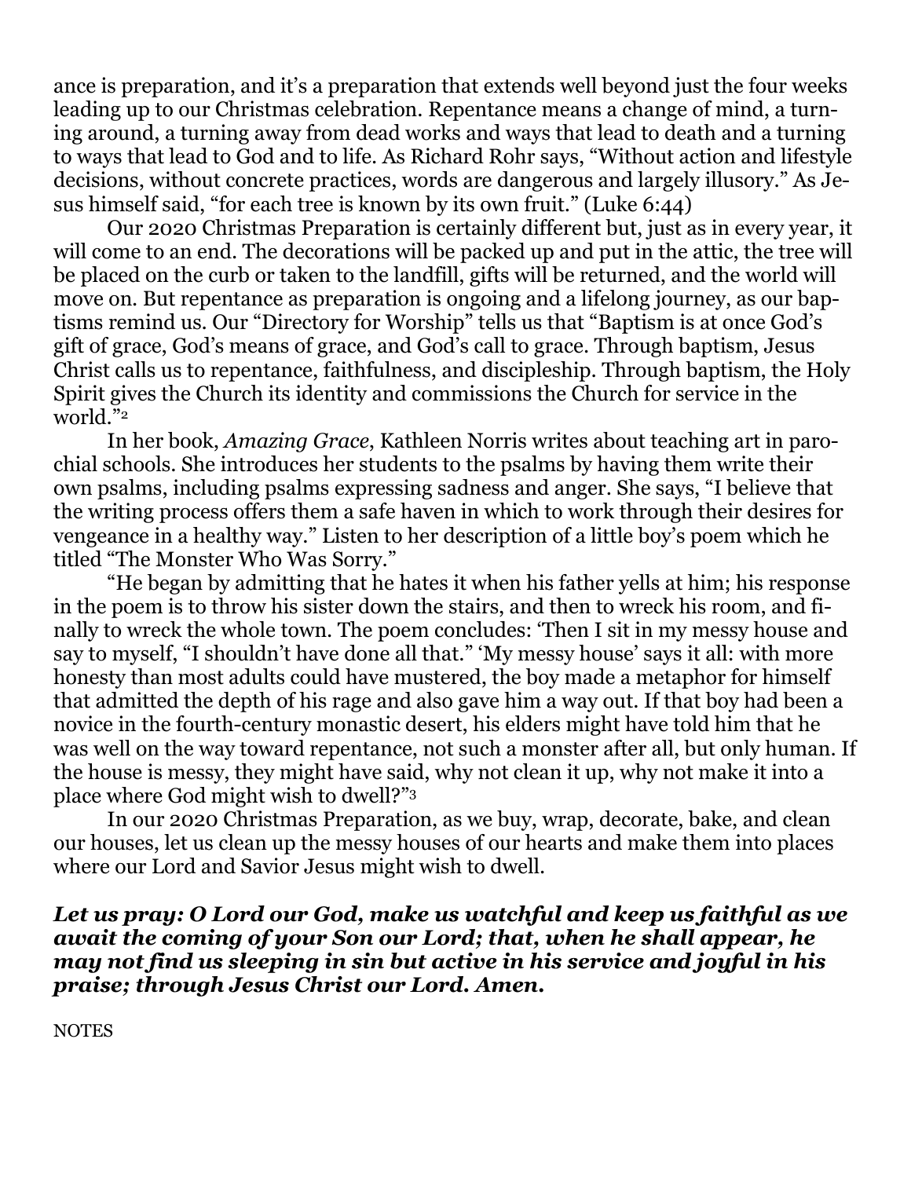ance is preparation, and it's a preparation that extends well beyond just the four weeks leading up to our Christmas celebration. Repentance means a change of mind, a turning around, a turning away from dead works and ways that lead to death and a turning to ways that lead to God and to life. As Richard Rohr says, "Without action and lifestyle decisions, without concrete practices, words are dangerous and largely illusory." As Jesus himself said, "for each tree is known by its own fruit." (Luke 6:44)

Our 2020 Christmas Preparation is certainly different but, just as in every year, it will come to an end. The decorations will be packed up and put in the attic, the tree will be placed on the curb or taken to the landfill, gifts will be returned, and the world will move on. But repentance as preparation is ongoing and a lifelong journey, as our baptisms remind us. Our "Directory for Worship" tells us that "Baptism is at once God's gift of grace, God's means of grace, and God's call to grace. Through baptism, Jesus Christ calls us to repentance, faithfulness, and discipleship. Through baptism, the Holy Spirit gives the Church its identity and commissions the Church for service in the world."[2]

In her book, *Amazing Grace*, Kathleen Norris writes about teaching art in parochial schools. She introduces her students to the psalms by having them write their own psalms, including psalms expressing sadness and anger. She says, "I believe that the writing process offers them a safe haven in which to work through their desires for vengeance in a healthy way." Listen to her description of a little boy's poem which he titled "The Monster Who Was Sorry."

"He began by admitting that he hates it when his father yells at him; his response in the poem is to throw his sister down the stairs, and then to wreck his room, and finally to wreck the whole town. The poem concludes: 'Then I sit in my messy house and say to myself, "I shouldn't have done all that." 'My messy house' says it all: with more honesty than most adults could have mustered, the boy made a metaphor for himself that admitted the depth of his rage and also gave him a way out. If that boy had been a novice in the fourth-century monastic desert, his elders might have told him that he was well on the way toward repentance, not such a monster after all, but only human. If the house is messy, they might have said, why not clean it up, why not make it into a place where God might wish to dwell?"[3]

In our 2020 Christmas Preparation, as we buy, wrap, decorate, bake, and clean our houses, let us clean up the messy houses of our hearts and make them into places where our Lord and Savior Jesus might wish to dwell.

***Let us pray: O Lord our God, make us watchful and keep us faithful as we await the coming of your Son our Lord; that, when he shall appear, he may not find us sleeping in sin but active in his service and joyful in his praise; through Jesus Christ our Lord. Amen.***

NOTES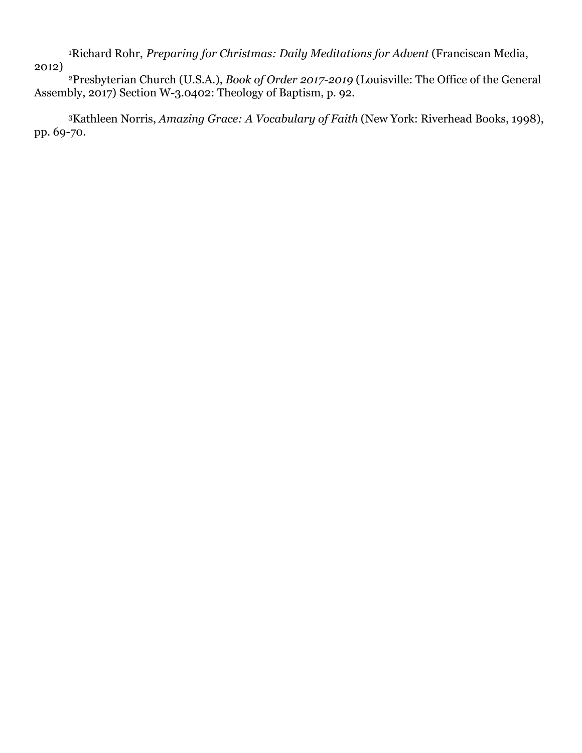[1]Richard Rohr, *Preparing for Christmas: Daily Meditations for Advent* (Franciscan Media, 2012)

[2]Presbyterian Church (U.S.A.), *Book of Order 2017-2019* (Louisville: The Office of the General Assembly, 2017) Section W-3.0402: Theology of Baptism, p. 92.

[3]Kathleen Norris, *Amazing Grace: A Vocabulary of Faith* (New York: Riverhead Books, 1998), pp. 69-70.